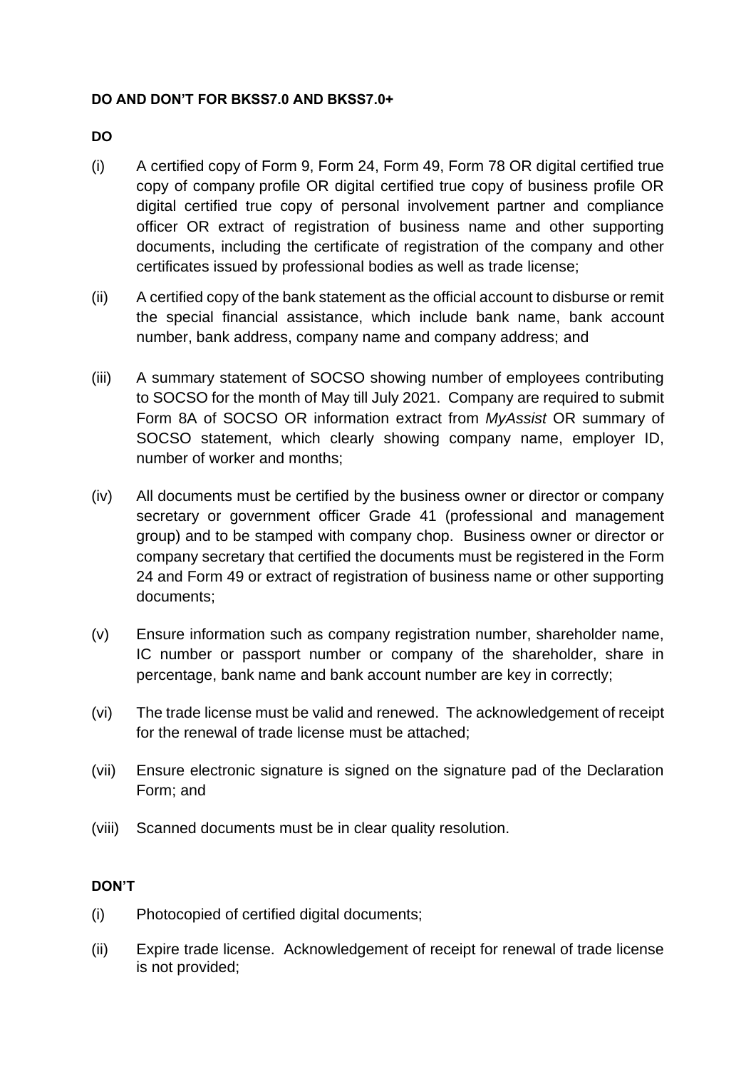**DO AND DON'T FOR BKSS7.0 AND BKSS7.0+**

**DO**

(i) A certified copy of Form 9, Form 24, Form 49, Form 78 OR digital certified true copy of company profile OR digital certified true copy of business profile OR digital certified true copy of personal involvement partner and compliance officer OR extract of registration of business name and other supporting documents, including the certificate of registration of the company and other certificates issued by professional bodies as well as trade license;

(ii) A certified copy of the bank statement as the official account to disburse or remit the special financial assistance, which include bank name, bank account number, bank address, company name and company address; and

(iii) A summary statement of SOCSO showing number of employees contributing to SOCSO for the month of May till July 2021. Company are required to submit Form 8A of SOCSO OR information extract from *MyAssist* OR summary of SOCSO statement, which clearly showing company name, employer ID, number of worker and months;

(iv) All documents must be certified by the business owner or director or company secretary or government officer Grade 41 (professional and management group) and to be stamped with company chop. Business owner or director or company secretary that certified the documents must be registered in the Form 24 and Form 49 or extract of registration of business name or other supporting documents;

(v) Ensure information such as company registration number, shareholder name, IC number or passport number or company of the shareholder, share in percentage, bank name and bank account number are key in correctly;

(vi) The trade license must be valid and renewed. The acknowledgement of receipt for the renewal of trade license must be attached;

(vii) Ensure electronic signature is signed on the signature pad of the Declaration Form; and

(viii) Scanned documents must be in clear quality resolution.

**DON'T**

(i) Photocopied of certified digital documents;

(ii) Expire trade license. Acknowledgement of receipt for renewal of trade license is not provided;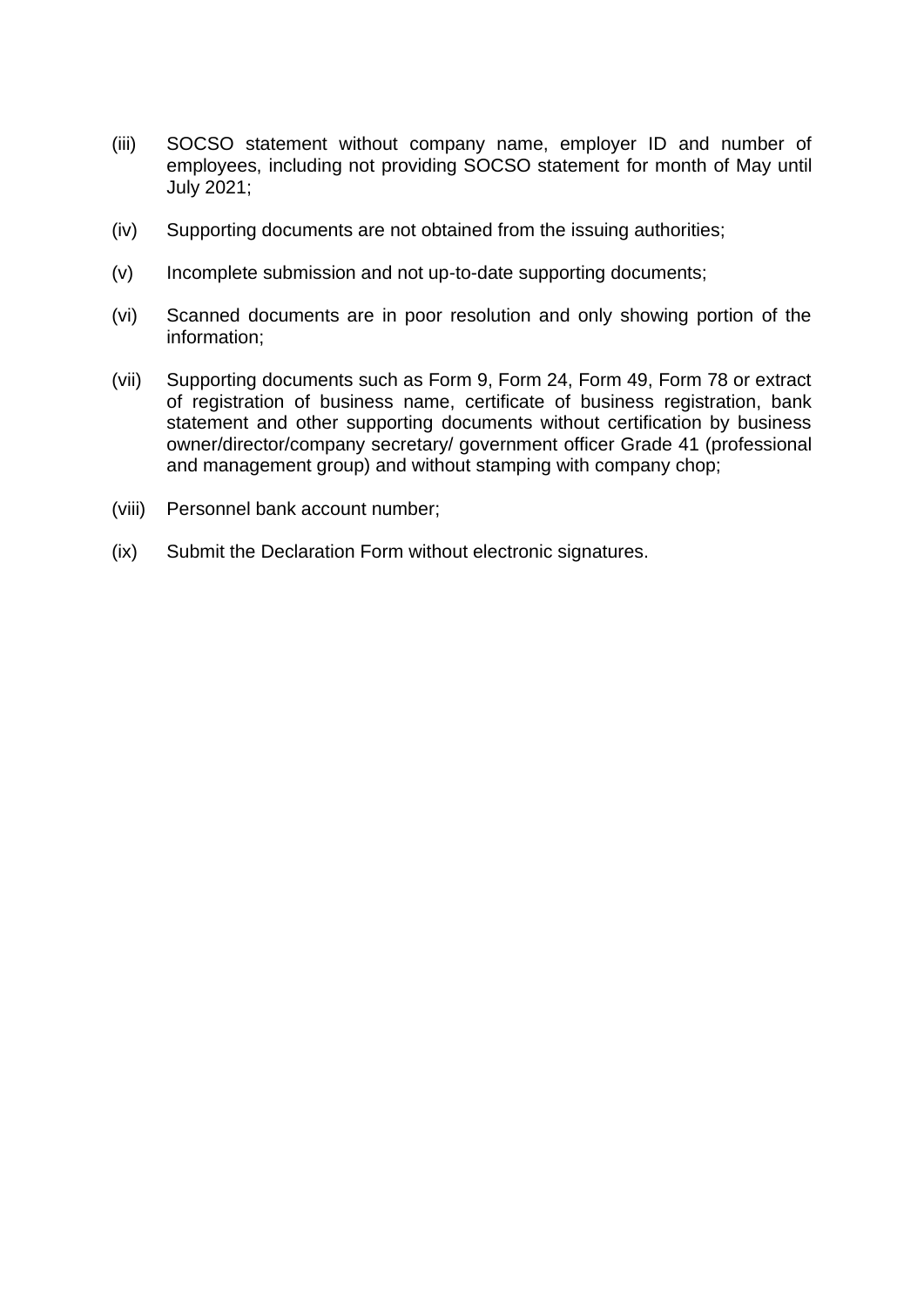(iii) SOCSO statement without company name, employer ID and number of employees, including not providing SOCSO statement for month of May until July 2021;

(iv) Supporting documents are not obtained from the issuing authorities;

(v) Incomplete submission and not up-to-date supporting documents;

(vi) Scanned documents are in poor resolution and only showing portion of the information;

(vii) Supporting documents such as Form 9, Form 24, Form 49, Form 78 or extract of registration of business name, certificate of business registration, bank statement and other supporting documents without certification by business owner/director/company secretary/ government officer Grade 41 (professional and management group) and without stamping with company chop;

(viii) Personnel bank account number;

(ix) Submit the Declaration Form without electronic signatures.